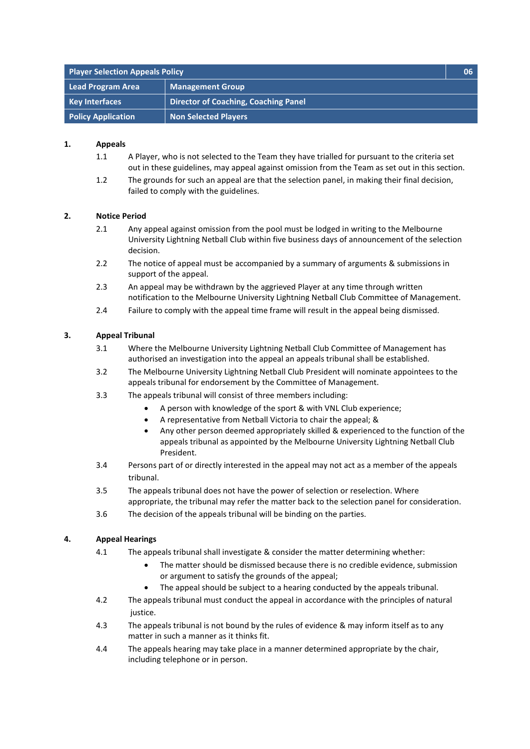| Player Selection Appeals Policy | | 06 |
|---|---|---|
| Lead Program Area | Management Group | |
| Key Interfaces | Director of Coaching, Coaching Panel | |
| Policy Application | Non Selected Players | |

**1. Appeals**

1.1 A Player, who is not selected to the Team they have trialled for pursuant to the criteria set out in these guidelines, may appeal against omission from the Team as set out in this section.

1.2 The grounds for such an appeal are that the selection panel, in making their final decision, failed to comply with the guidelines.

**2. Notice Period**

2.1 Any appeal against omission from the pool must be lodged in writing to the Melbourne University Lightning Netball Club within five business days of announcement of the selection decision.

2.2 The notice of appeal must be accompanied by a summary of arguments & submissions in support of the appeal.

2.3 An appeal may be withdrawn by the aggrieved Player at any time through written notification to the Melbourne University Lightning Netball Club Committee of Management.

2.4 Failure to comply with the appeal time frame will result in the appeal being dismissed.

**3. Appeal Tribunal**

3.1 Where the Melbourne University Lightning Netball Club Committee of Management has authorised an investigation into the appeal an appeals tribunal shall be established.

3.2 The Melbourne University Lightning Netball Club President will nominate appointees to the appeals tribunal for endorsement by the Committee of Management.

3.3 The appeals tribunal will consist of three members including:

- A person with knowledge of the sport & with VNL Club experience;
- A representative from Netball Victoria to chair the appeal; &
- Any other person deemed appropriately skilled & experienced to the function of the appeals tribunal as appointed by the Melbourne University Lightning Netball Club President.

3.4 Persons part of or directly interested in the appeal may not act as a member of the appeals tribunal.

3.5 The appeals tribunal does not have the power of selection or reselection. Where appropriate, the tribunal may refer the matter back to the selection panel for consideration.

3.6 The decision of the appeals tribunal will be binding on the parties.

**4. Appeal Hearings**

4.1 The appeals tribunal shall investigate & consider the matter determining whether:

- The matter should be dismissed because there is no credible evidence, submission or argument to satisfy the grounds of the appeal;
- The appeal should be subject to a hearing conducted by the appeals tribunal.

4.2 The appeals tribunal must conduct the appeal in accordance with the principles of natural justice.

4.3 The appeals tribunal is not bound by the rules of evidence & may inform itself as to any matter in such a manner as it thinks fit.

4.4 The appeals hearing may take place in a manner determined appropriate by the chair, including telephone or in person.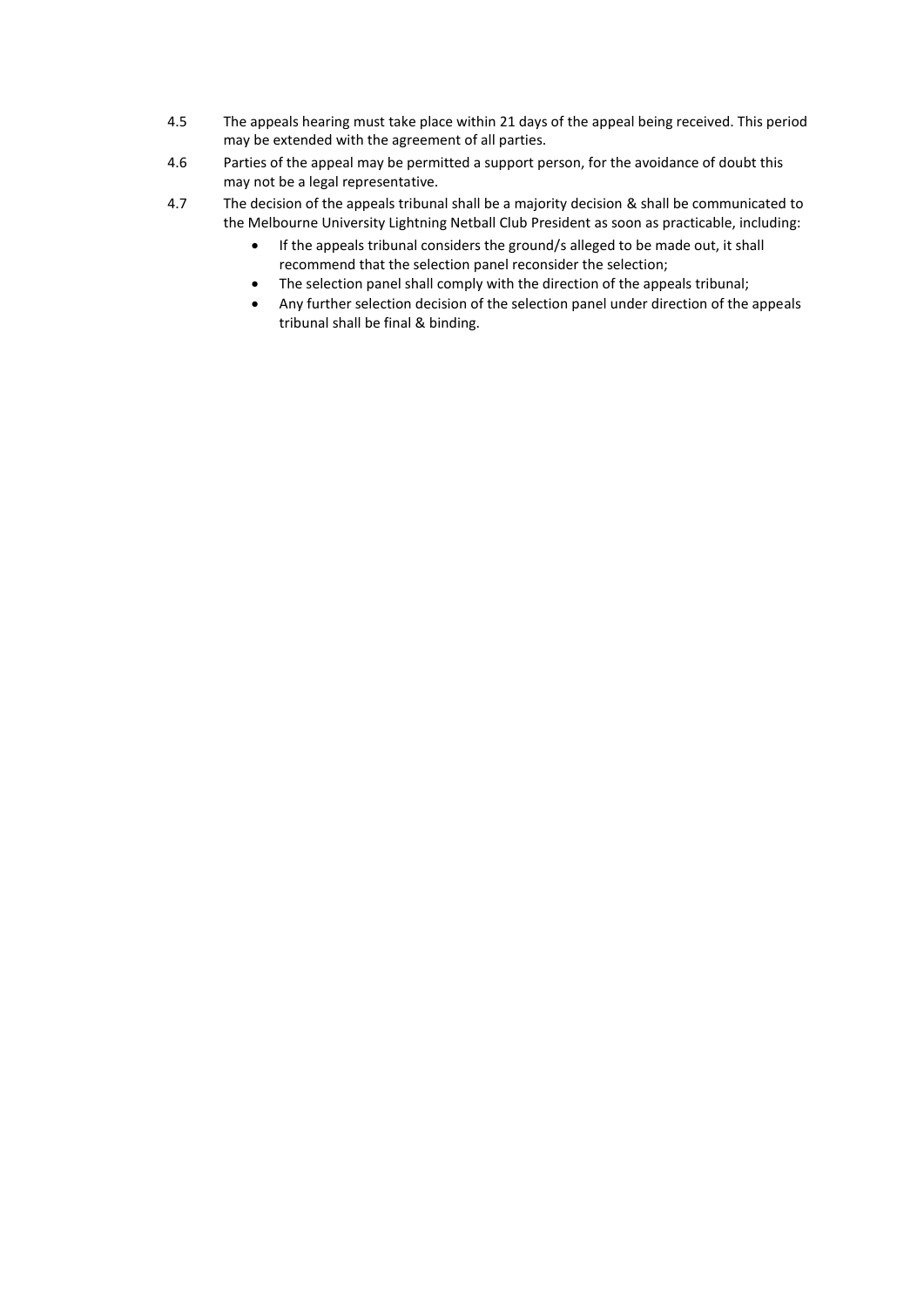4.5 The appeals hearing must take place within 21 days of the appeal being received. This period may be extended with the agreement of all parties.

4.6 Parties of the appeal may be permitted a support person, for the avoidance of doubt this may not be a legal representative.

4.7 The decision of the appeals tribunal shall be a majority decision & shall be communicated to the Melbourne University Lightning Netball Club President as soon as practicable, including:

- If the appeals tribunal considers the ground/s alleged to be made out, it shall recommend that the selection panel reconsider the selection;
- The selection panel shall comply with the direction of the appeals tribunal;
- Any further selection decision of the selection panel under direction of the appeals tribunal shall be final & binding.